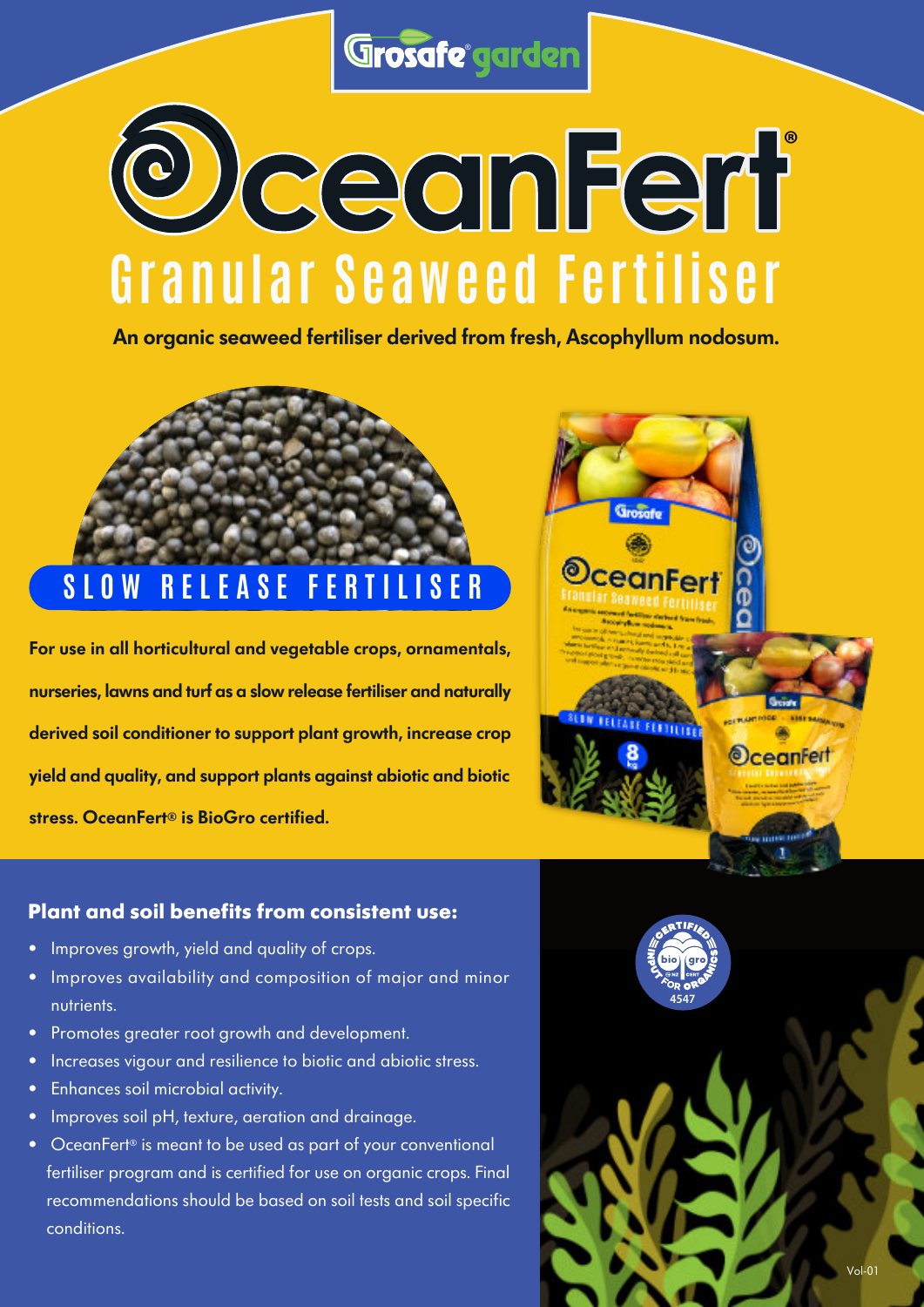Grosafe garden

# OceanFert®

## Granular Seaweed Fertiliser

**An organic seaweed fertiliser derived from fresh, Ascophyllum nodosum.**

## SLOW RELEASE FERTILISER

**For use in all horticultural and vegetable crops, ornamentals, nurseries, lawns and turf as a slow release fertiliser and naturally derived soil conditioner to support plant growth, increase crop yield and quality, and support plants against abiotic and biotic stress. OceanFert® is BioGro certified.**

### Plant and soil benefits from consistent use:

- Improves growth, yield and quality of crops.
- Improves availability and composition of major and minor nutrients.
- Promotes greater root growth and development.
- Increases vigour and resilience to biotic and abiotic stress.
- Enhances soil microbial activity.
- Improves soil pH, texture, aeration and drainage.
- OceanFert® is meant to be used as part of your conventional fertiliser program and is certified for use on organic crops. Final recommendations should be based on soil tests and soil specific conditions.

CERTIFIED INPUT FOR ORGANICS bio gro NZ CERT 4547

Vol-01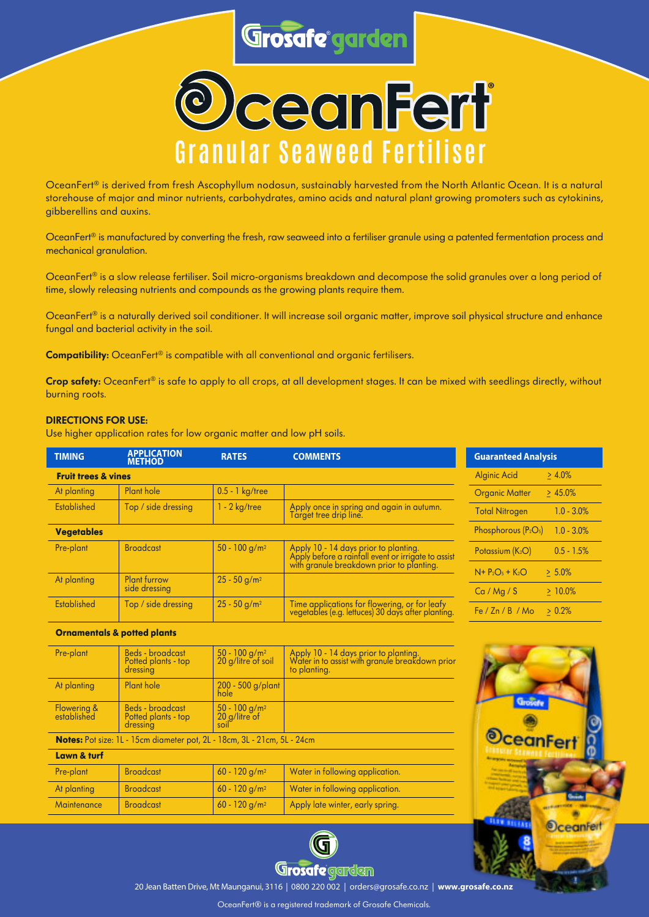# Grosafe garden

# OceanFert®

## Granular Seaweed Fertiliser

OceanFert® is derived from fresh Ascophyllum nodosun, sustainably harvested from the North Atlantic Ocean. It is a natural storehouse of major and minor nutrients, carbohydrates, amino acids and natural plant growing promoters such as cytokinins, gibberellins and auxins.

OceanFert® is manufactured by converting the fresh, raw seaweed into a fertiliser granule using a patented fermentation process and mechanical granulation.

OceanFert® is a slow release fertiliser. Soil micro-organisms breakdown and decompose the solid granules over a long period of time, slowly releasing nutrients and compounds as the growing plants require them.

OceanFert® is a naturally derived soil conditioner. It will increase soil organic matter, improve soil physical structure and enhance fungal and bacterial activity in the soil.

**Compatibility:** OceanFert® is compatible with all conventional and organic fertilisers.

**Crop safety:** OceanFert® is safe to apply to all crops, at all development stages. It can be mixed with seedlings directly, without burning roots.

**DIRECTIONS FOR USE:**

Use higher application rates for low organic matter and low pH soils.

| TIMING | APPLICATION METHOD | RATES | COMMENTS |
|---|---|---|---|
| **Fruit trees & vines** | | | |
| At planting | Plant hole | 0.5 - 1 kg/tree | |
| Established | Top / side dressing | 1 - 2 kg/tree | Apply once in spring and again in autumn. Target tree drip line. |
| **Vegetables** | | | |
| Pre-plant | Broadcast | 50 - 100 g/m² | Apply 10 - 14 days prior to planting. Apply before a rainfall event or irrigate to assist with granule breakdown prior to planting. |
| At planting | Plant furrow side dressing | 25 - 50 g/m² | |
| Established | Top / side dressing | 25 - 50 g/m² | Time applications for flowering, or for leafy vegetables (e.g. lettuces) 30 days after planting. |
| **Ornamentals & potted plants** | | | |
| Pre-plant | Beds - broadcast Potted plants - top dressing | 50 - 100 g/m² 20 g/litre of soil | Apply 10 - 14 days prior to planting. Water in to assist with granule breakdown prior to planting. |
| At planting | Plant hole | 200 - 500 g/plant hole | |
| Flowering & established | Beds - broadcast Potted plants - top dressing | 50 - 100 g/m² 20 g/litre of soil | |
| **Notes:** Pot size: 1L - 15cm diameter pot, 2L - 18cm, 3L - 21cm, 5L - 24cm | | | |
| **Lawn & turf** | | | |
| Pre-plant | Broadcast | 60 - 120 g/m² | Water in following application. |
| At planting | Broadcast | 60 - 120 g/m² | Water in following application. |
| Maintenance | Broadcast | 60 - 120 g/m² | Apply late winter, early spring. |

| Guaranteed Analysis | |
|---|---|
| Alginic Acid | ≥ 4.0% |
| Organic Matter | ≥ 45.0% |
| Total Nitrogen | 1.0 - 3.0% |
| Phosphorous ($P_2O_5$) | 1.0 - 3.0% |
| Potassium ($K_2O$) | 0.5 - 1.5% |
| N+ $P_2O_5$ + $K_2O$ | ≥ 5.0% |
| Ca / Mg / S | ≥ 10.0% |
| Fe / Zn / B / Mo | ≥ 0.2% |

Grosafe garden

20 Jean Batten Drive, Mt Maunganui, 3116 | 0800 220 002 | orders@grosafe.co.nz | **www.grosafe.co.nz**

OceanFert® is a registered trademark of Grosafe Chemicals.